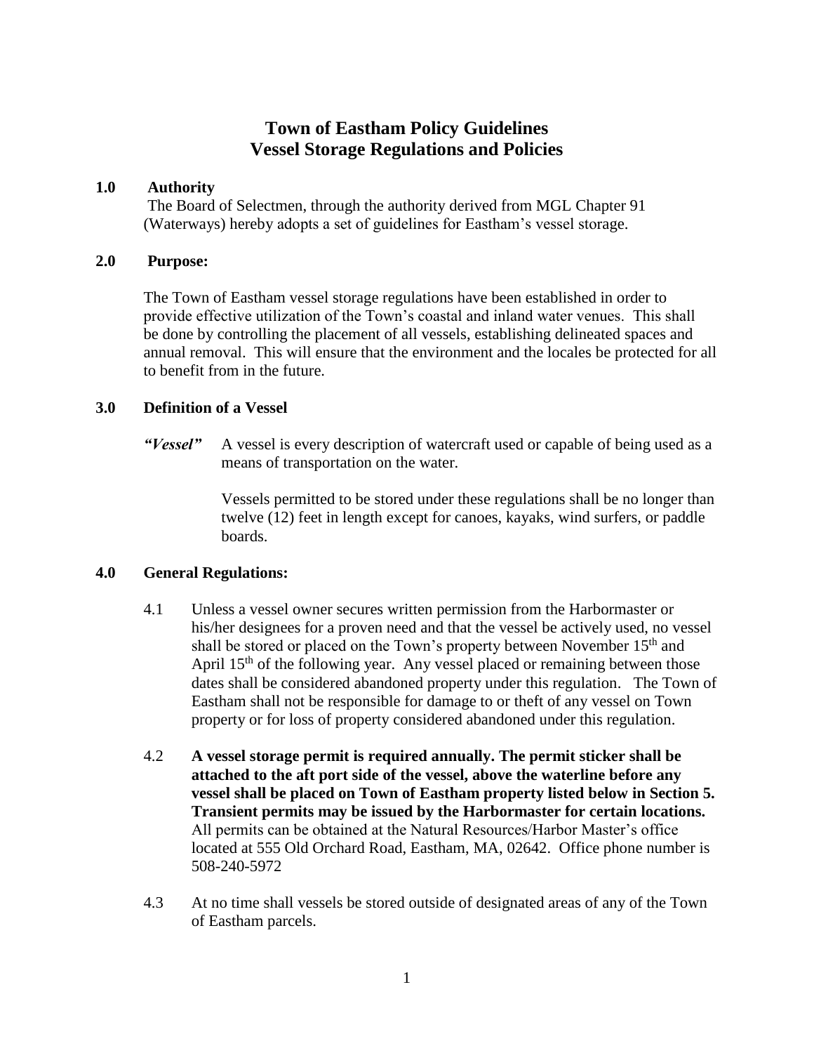# Town of Eastham Policy Guidelines
# Vessel Storage Regulations and Policies

## 1.0 Authority

The Board of Selectmen, through the authority derived from MGL Chapter 91 (Waterways) hereby adopts a set of guidelines for Eastham's vessel storage.

## 2.0 Purpose:

The Town of Eastham vessel storage regulations have been established in order to provide effective utilization of the Town's coastal and inland water venues. This shall be done by controlling the placement of all vessels, establishing delineated spaces and annual removal. This will ensure that the environment and the locales be protected for all to benefit from in the future.

## 3.0 Definition of a Vessel

***"Vessel"*** A vessel is every description of watercraft used or capable of being used as a means of transportation on the water.

Vessels permitted to be stored under these regulations shall be no longer than twelve (12) feet in length except for canoes, kayaks, wind surfers, or paddle boards.

## 4.0 General Regulations:

4.1 Unless a vessel owner secures written permission from the Harbormaster or his/her designees for a proven need and that the vessel be actively used, no vessel shall be stored or placed on the Town's property between November 15th and April 15th of the following year. Any vessel placed or remaining between those dates shall be considered abandoned property under this regulation. The Town of Eastham shall not be responsible for damage to or theft of any vessel on Town property or for loss of property considered abandoned under this regulation.

4.2 **A vessel storage permit is required annually. The permit sticker shall be attached to the aft port side of the vessel, above the waterline before any vessel shall be placed on Town of Eastham property listed below in Section 5. Transient permits may be issued by the Harbormaster for certain locations.** All permits can be obtained at the Natural Resources/Harbor Master's office located at 555 Old Orchard Road, Eastham, MA, 02642. Office phone number is 508-240-5972

4.3 At no time shall vessels be stored outside of designated areas of any of the Town of Eastham parcels.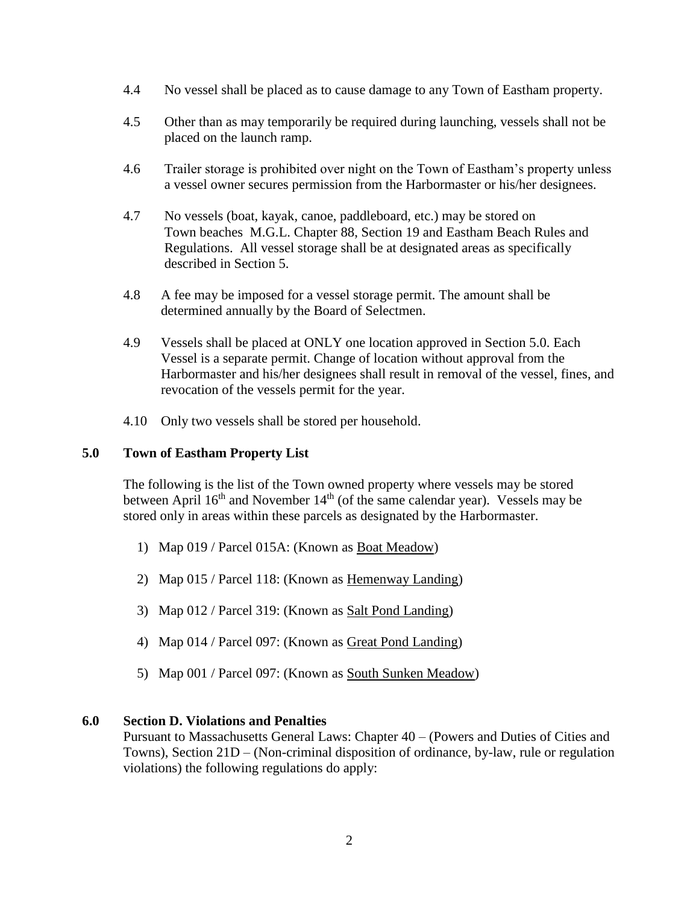4.4 No vessel shall be placed as to cause damage to any Town of Eastham property.

4.5 Other than as may temporarily be required during launching, vessels shall not be placed on the launch ramp.

4.6 Trailer storage is prohibited over night on the Town of Eastham's property unless a vessel owner secures permission from the Harbormaster or his/her designees.

4.7 No vessels (boat, kayak, canoe, paddleboard, etc.) may be stored on Town beaches M.G.L. Chapter 88, Section 19 and Eastham Beach Rules and Regulations. All vessel storage shall be at designated areas as specifically described in Section 5.

4.8 A fee may be imposed for a vessel storage permit. The amount shall be determined annually by the Board of Selectmen.

4.9 Vessels shall be placed at ONLY one location approved in Section 5.0. Each Vessel is a separate permit. Change of location without approval from the Harbormaster and his/her designees shall result in removal of the vessel, fines, and revocation of the vessels permit for the year.

4.10 Only two vessels shall be stored per household.

## 5.0 Town of Eastham Property List

The following is the list of the Town owned property where vessels may be stored between April 16th and November 14th (of the same calendar year). Vessels may be stored only in areas within these parcels as designated by the Harbormaster.

1) Map 019 / Parcel 015A: (Known as Boat Meadow)
2) Map 015 / Parcel 118: (Known as Hemenway Landing)
3) Map 012 / Parcel 319: (Known as Salt Pond Landing)
4) Map 014 / Parcel 097: (Known as Great Pond Landing)
5) Map 001 / Parcel 097: (Known as South Sunken Meadow)

## 6.0 Section D. Violations and Penalties

Pursuant to Massachusetts General Laws: Chapter 40 – (Powers and Duties of Cities and Towns), Section 21D – (Non-criminal disposition of ordinance, by-law, rule or regulation violations) the following regulations do apply: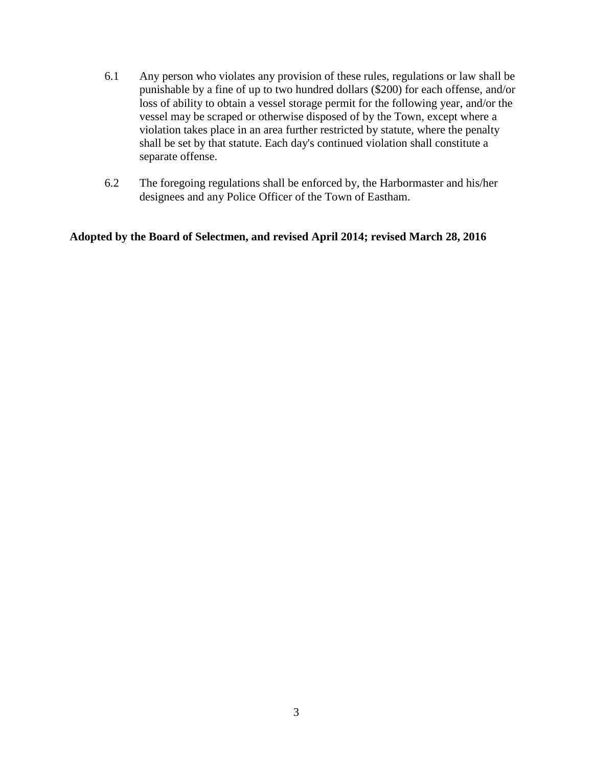6.1 Any person who violates any provision of these rules, regulations or law shall be punishable by a fine of up to two hundred dollars ($200) for each offense, and/or loss of ability to obtain a vessel storage permit for the following year, and/or the vessel may be scraped or otherwise disposed of by the Town, except where a violation takes place in an area further restricted by statute, where the penalty shall be set by that statute. Each day's continued violation shall constitute a separate offense.

6.2 The foregoing regulations shall be enforced by, the Harbormaster and his/her designees and any Police Officer of the Town of Eastham.

**Adopted by the Board of Selectmen, and revised April 2014; revised March 28, 2016**